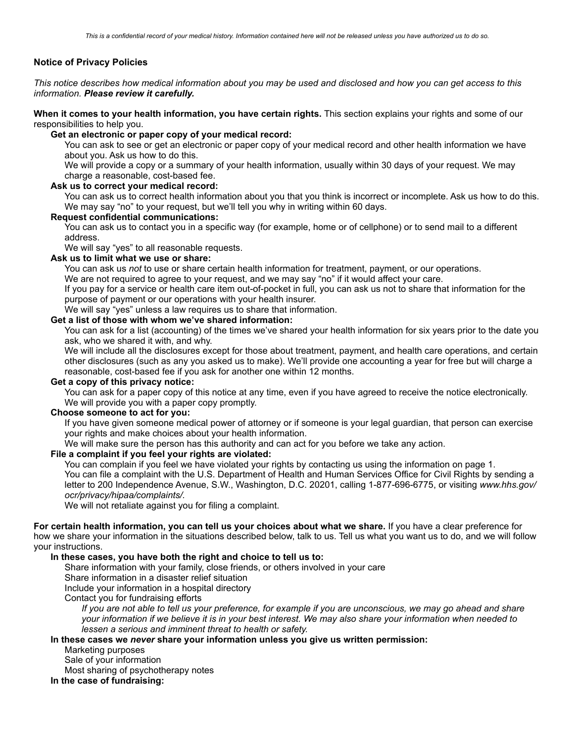*This is a confidential record of your medical history. Information contained here will not be released unless you have authorized us to do so.*

**Notice of Privacy Policies**

*This notice describes how medical information about you may be used and disclosed and how you can get access to this information.* ***Please review it carefully.***

**When it comes to your health information, you have certain rights.** This section explains your rights and some of our responsibilities to help you.

**Get an electronic or paper copy of your medical record:**

You can ask to see or get an electronic or paper copy of your medical record and other health information we have about you. Ask us how to do this.

We will provide a copy or a summary of your health information, usually within 30 days of your request. We may charge a reasonable, cost-based fee.

**Ask us to correct your medical record:**

You can ask us to correct health information about you that you think is incorrect or incomplete. Ask us how to do this.

We may say "no" to your request, but we'll tell you why in writing within 60 days.

**Request confidential communications:**

You can ask us to contact you in a specific way (for example, home or of cellphone) or to send mail to a different address.

We will say "yes" to all reasonable requests.

**Ask us to limit what we use or share:**

You can ask us *not* to use or share certain health information for treatment, payment, or our operations.

We are not required to agree to your request, and we may say "no" if it would affect your care.

If you pay for a service or health care item out-of-pocket in full, you can ask us not to share that information for the purpose of payment or our operations with your health insurer.

We will say "yes" unless a law requires us to share that information.

**Get a list of those with whom we've shared information:**

You can ask for a list (accounting) of the times we've shared your health information for six years prior to the date you ask, who we shared it with, and why.

We will include all the disclosures except for those about treatment, payment, and health care operations, and certain other disclosures (such as any you asked us to make). We'll provide one accounting a year for free but will charge a reasonable, cost-based fee if you ask for another one within 12 months.

**Get a copy of this privacy notice:**

You can ask for a paper copy of this notice at any time, even if you have agreed to receive the notice electronically. We will provide you with a paper copy promptly.

**Choose someone to act for you:**

If you have given someone medical power of attorney or if someone is your legal guardian, that person can exercise your rights and make choices about your health information.

We will make sure the person has this authority and can act for you before we take any action.

**File a complaint if you feel your rights are violated:**

You can complain if you feel we have violated your rights by contacting us using the information on page 1.

You can file a complaint with the U.S. Department of Health and Human Services Office for Civil Rights by sending a letter to 200 Independence Avenue, S.W., Washington, D.C. 20201, calling 1-877-696-6775, or visiting *www.hhs.gov/ocr/privacy/hipaa/complaints/*.

We will not retaliate against you for filing a complaint.

**For certain health information, you can tell us your choices about what we share.** If you have a clear preference for how we share your information in the situations described below, talk to us. Tell us what you want us to do, and we will follow your instructions.

**In these cases, you have both the right and choice to tell us to:**

Share information with your family, close friends, or others involved in your care

Share information in a disaster relief situation

Include your information in a hospital directory

Contact you for fundraising efforts

*If you are not able to tell us your preference, for example if you are unconscious, we may go ahead and share your information if we believe it is in your best interest. We may also share your information when needed to lessen a serious and imminent threat to health or safety.*

**In these cases we *never* share your information unless you give us written permission:**

Marketing purposes

Sale of your information

Most sharing of psychotherapy notes

**In the case of fundraising:**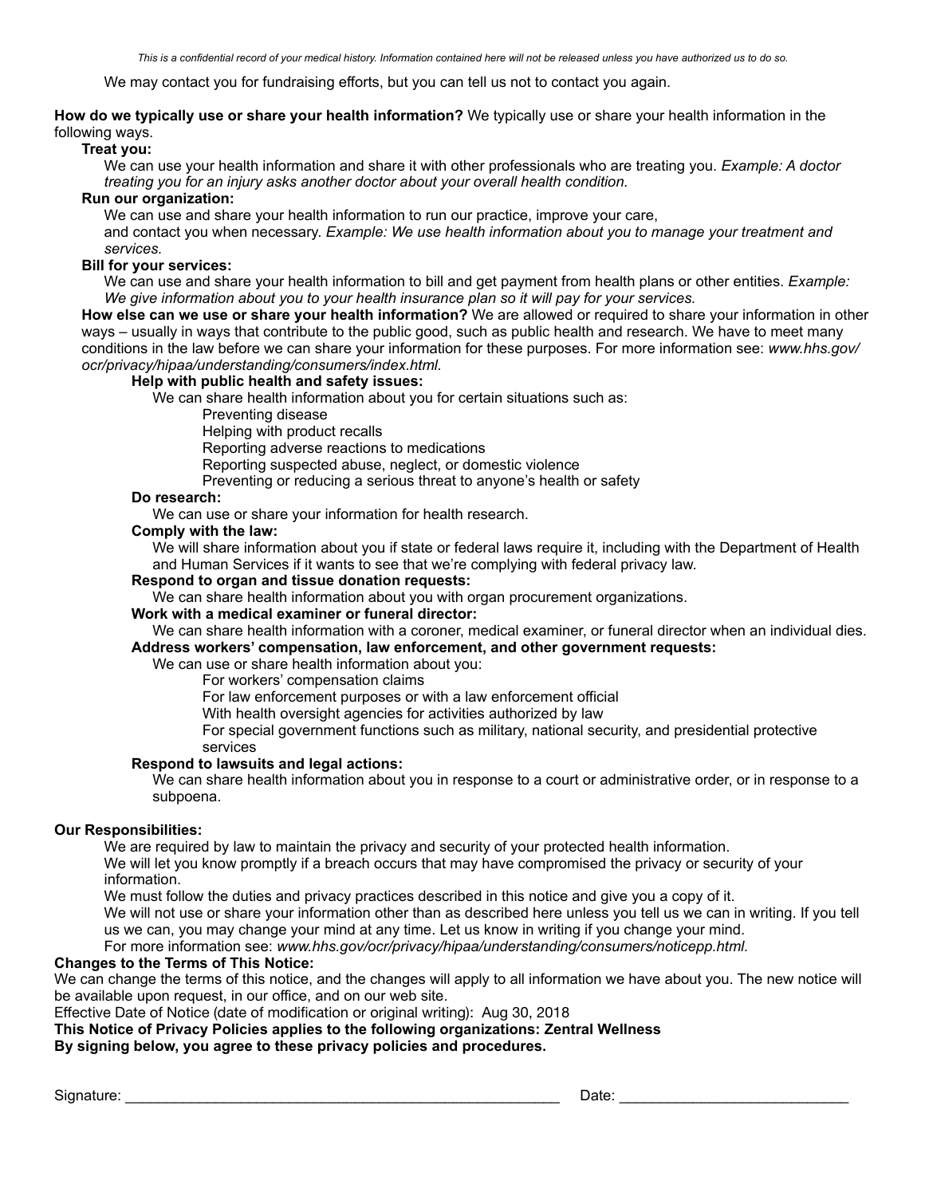*This is a confidential record of your medical history. Information contained here will not be released unless you have authorized us to do so.*

We may contact you for fundraising efforts, but you can tell us not to contact you again.

**How do we typically use or share your health information?** We typically use or share your health information in the following ways.

**Treat you:**

We can use your health information and share it with other professionals who are treating you. *Example: A doctor treating you for an injury asks another doctor about your overall health condition.*

**Run our organization:**

We can use and share your health information to run our practice, improve your care, and contact you when necessary. *Example: We use health information about you to manage your treatment and services.*

**Bill for your services:**

We can use and share your health information to bill and get payment from health plans or other entities. *Example: We give information about you to your health insurance plan so it will pay for your services.*

**How else can we use or share your health information?** We are allowed or required to share your information in other ways – usually in ways that contribute to the public good, such as public health and research. We have to meet many conditions in the law before we can share your information for these purposes. For more information see: *www.hhs.gov/ocr/privacy/hipaa/understanding/consumers/index.html.*

**Help with public health and safety issues:**

We can share health information about you for certain situations such as:

- Preventing disease
- Helping with product recalls
- Reporting adverse reactions to medications
- Reporting suspected abuse, neglect, or domestic violence
- Preventing or reducing a serious threat to anyone's health or safety

**Do research:**

We can use or share your information for health research.

**Comply with the law:**

We will share information about you if state or federal laws require it, including with the Department of Health and Human Services if it wants to see that we're complying with federal privacy law.

**Respond to organ and tissue donation requests:**

We can share health information about you with organ procurement organizations.

**Work with a medical examiner or funeral director:**

We can share health information with a coroner, medical examiner, or funeral director when an individual dies.

**Address workers' compensation, law enforcement, and other government requests:**

We can use or share health information about you:

- For workers' compensation claims
- For law enforcement purposes or with a law enforcement official
- With health oversight agencies for activities authorized by law
- For special government functions such as military, national security, and presidential protective services

**Respond to lawsuits and legal actions:**

We can share health information about you in response to a court or administrative order, or in response to a subpoena.

**Our Responsibilities:**

We are required by law to maintain the privacy and security of your protected health information.

We will let you know promptly if a breach occurs that may have compromised the privacy or security of your information.

We must follow the duties and privacy practices described in this notice and give you a copy of it.

We will not use or share your information other than as described here unless you tell us we can in writing. If you tell us we can, you may change your mind at any time. Let us know in writing if you change your mind.

For more information see: *www.hhs.gov/ocr/privacy/hipaa/understanding/consumers/noticepp.html.*

**Changes to the Terms of This Notice:**

We can change the terms of this notice, and the changes will apply to all information we have about you. The new notice will be available upon request, in our office, and on our web site.

Effective Date of Notice (date of modification or original writing): Aug 30, 2018

**This Notice of Privacy Policies applies to the following organizations: Zentral Wellness**

**By signing below, you agree to these privacy policies and procedures.**

Signature: ______________________________________________________ Date: ____________________________